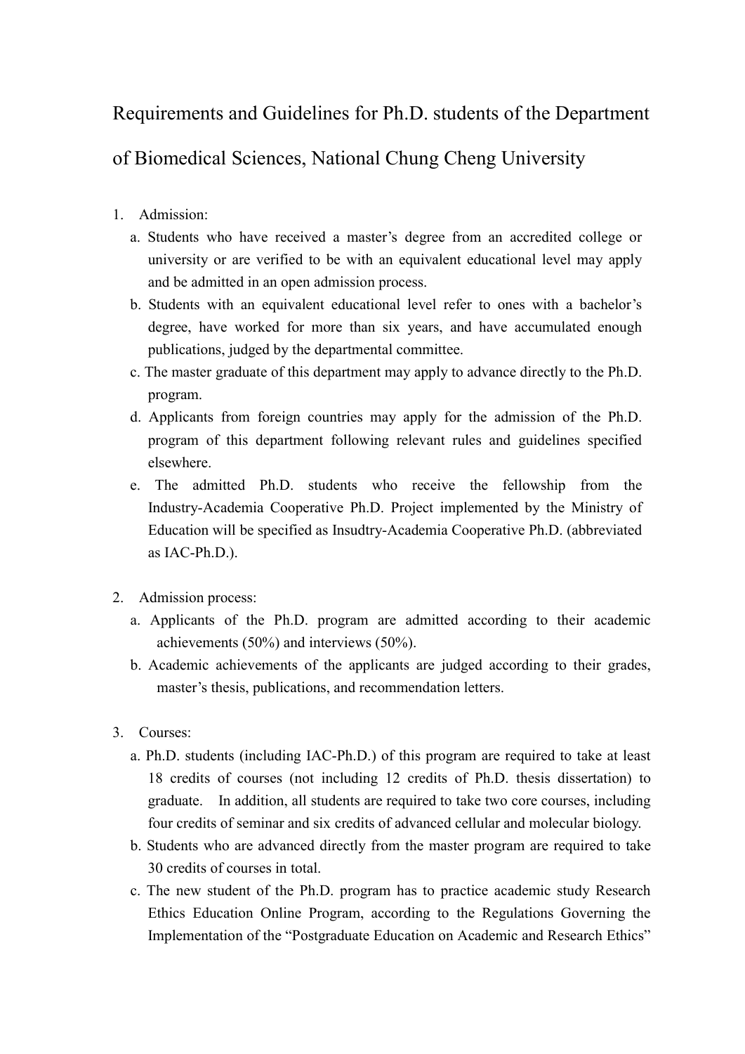# Requirements and Guidelines for Ph.D. students of the Department of Biomedical Sciences, National Chung Cheng University

1. Admission:
   a. Students who have received a master's degree from an accredited college or university or are verified to be with an equivalent educational level may apply and be admitted in an open admission process.
   b. Students with an equivalent educational level refer to ones with a bachelor's degree, have worked for more than six years, and have accumulated enough publications, judged by the departmental committee.
   c. The master graduate of this department may apply to advance directly to the Ph.D. program.
   d. Applicants from foreign countries may apply for the admission of the Ph.D. program of this department following relevant rules and guidelines specified elsewhere.
   e. The admitted Ph.D. students who receive the fellowship from the Industry-Academia Cooperative Ph.D. Project implemented by the Ministry of Education will be specified as Insudtry-Academia Cooperative Ph.D. (abbreviated as IAC-Ph.D.).

2. Admission process:
   a. Applicants of the Ph.D. program are admitted according to their academic achievements (50%) and interviews (50%).
   b. Academic achievements of the applicants are judged according to their grades, master's thesis, publications, and recommendation letters.

3. Courses:
   a. Ph.D. students (including IAC-Ph.D.) of this program are required to take at least 18 credits of courses (not including 12 credits of Ph.D. thesis dissertation) to graduate. In addition, all students are required to take two core courses, including four credits of seminar and six credits of advanced cellular and molecular biology.
   b. Students who are advanced directly from the master program are required to take 30 credits of courses in total.
   c. The new student of the Ph.D. program has to practice academic study Research Ethics Education Online Program, according to the Regulations Governing the Implementation of the "Postgraduate Education on Academic and Research Ethics"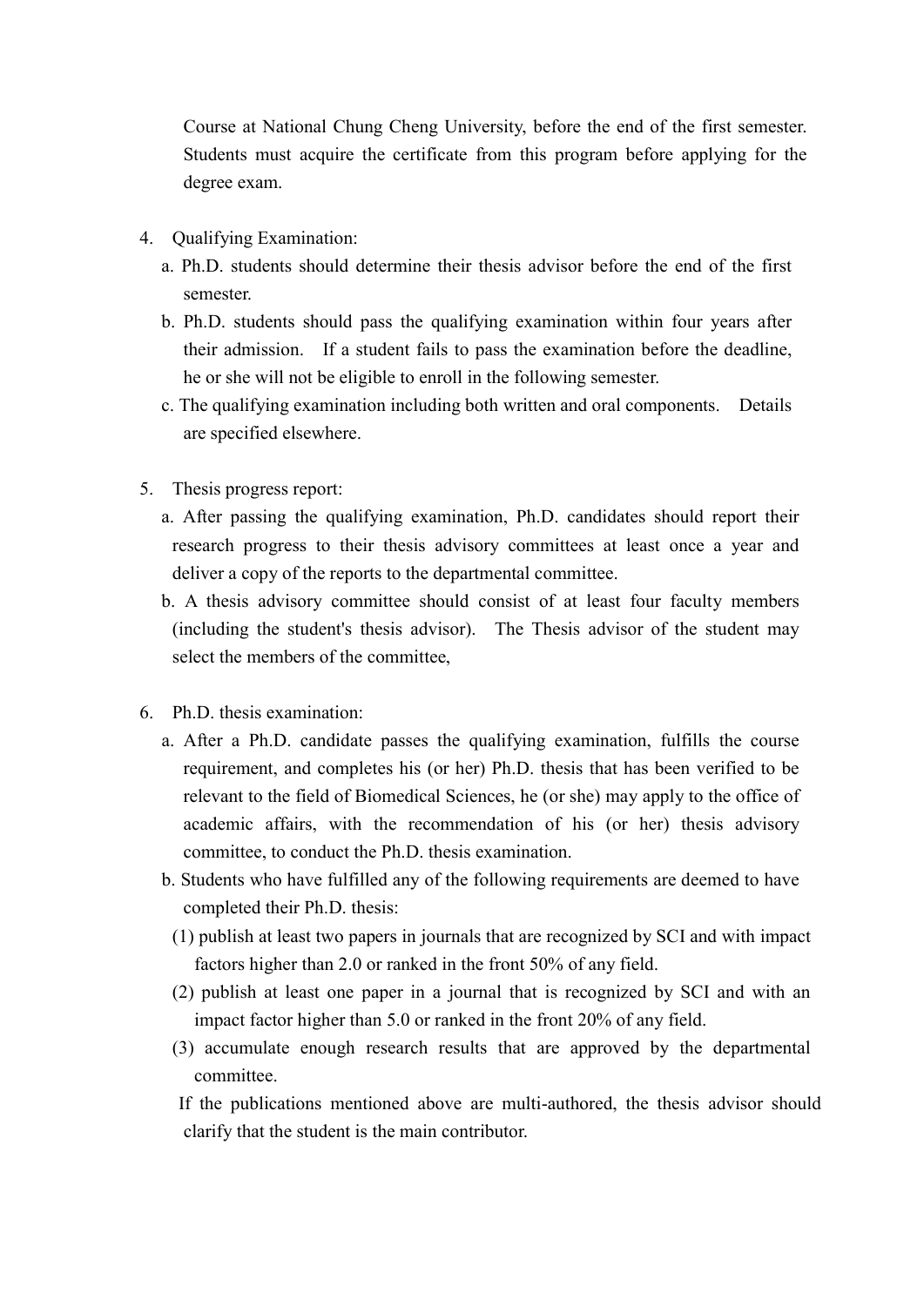Course at National Chung Cheng University, before the end of the first semester. Students must acquire the certificate from this program before applying for the degree exam.

4. Qualifying Examination:
   a. Ph.D. students should determine their thesis advisor before the end of the first semester.
   b. Ph.D. students should pass the qualifying examination within four years after their admission. If a student fails to pass the examination before the deadline, he or she will not be eligible to enroll in the following semester.
   c. The qualifying examination including both written and oral components. Details are specified elsewhere.

5. Thesis progress report:
   a. After passing the qualifying examination, Ph.D. candidates should report their research progress to their thesis advisory committees at least once a year and deliver a copy of the reports to the departmental committee.
   b. A thesis advisory committee should consist of at least four faculty members (including the student's thesis advisor). The Thesis advisor of the student may select the members of the committee,

6. Ph.D. thesis examination:
   a. After a Ph.D. candidate passes the qualifying examination, fulfills the course requirement, and completes his (or her) Ph.D. thesis that has been verified to be relevant to the field of Biomedical Sciences, he (or she) may apply to the office of academic affairs, with the recommendation of his (or her) thesis advisory committee, to conduct the Ph.D. thesis examination.
   b. Students who have fulfilled any of the following requirements are deemed to have completed their Ph.D. thesis:
      (1) publish at least two papers in journals that are recognized by SCI and with impact factors higher than 2.0 or ranked in the front 50% of any field.
      (2) publish at least one paper in a journal that is recognized by SCI and with an impact factor higher than 5.0 or ranked in the front 20% of any field.
      (3) accumulate enough research results that are approved by the departmental committee.

      If the publications mentioned above are multi-authored, the thesis advisor should clarify that the student is the main contributor.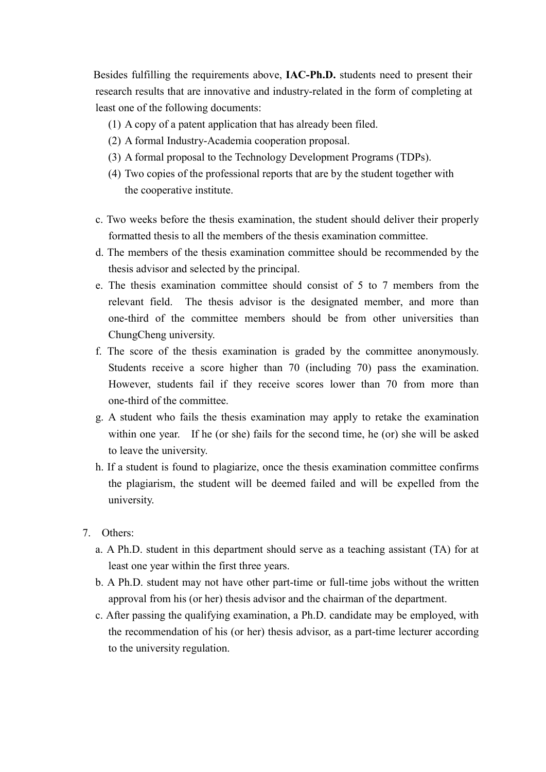Besides fulfilling the requirements above, **IAC-Ph.D.** students need to present their research results that are innovative and industry-related in the form of completing at least one of the following documents:

(1) A copy of a patent application that has already been filed.
(2) A formal Industry-Academia cooperation proposal.
(3) A formal proposal to the Technology Development Programs (TDPs).
(4) Two copies of the professional reports that are by the student together with the cooperative institute.

c. Two weeks before the thesis examination, the student should deliver their properly formatted thesis to all the members of the thesis examination committee.

d. The members of the thesis examination committee should be recommended by the thesis advisor and selected by the principal.

e. The thesis examination committee should consist of 5 to 7 members from the relevant field. The thesis advisor is the designated member, and more than one-third of the committee members should be from other universities than ChungCheng university.

f. The score of the thesis examination is graded by the committee anonymously. Students receive a score higher than 70 (including 70) pass the examination. However, students fail if they receive scores lower than 70 from more than one-third of the committee.

g. A student who fails the thesis examination may apply to retake the examination within one year. If he (or she) fails for the second time, he (or) she will be asked to leave the university.

h. If a student is found to plagiarize, once the thesis examination committee confirms the plagiarism, the student will be deemed failed and will be expelled from the university.

7. Others:

a. A Ph.D. student in this department should serve as a teaching assistant (TA) for at least one year within the first three years.

b. A Ph.D. student may not have other part-time or full-time jobs without the written approval from his (or her) thesis advisor and the chairman of the department.

c. After passing the qualifying examination, a Ph.D. candidate may be employed, with the recommendation of his (or her) thesis advisor, as a part-time lecturer according to the university regulation.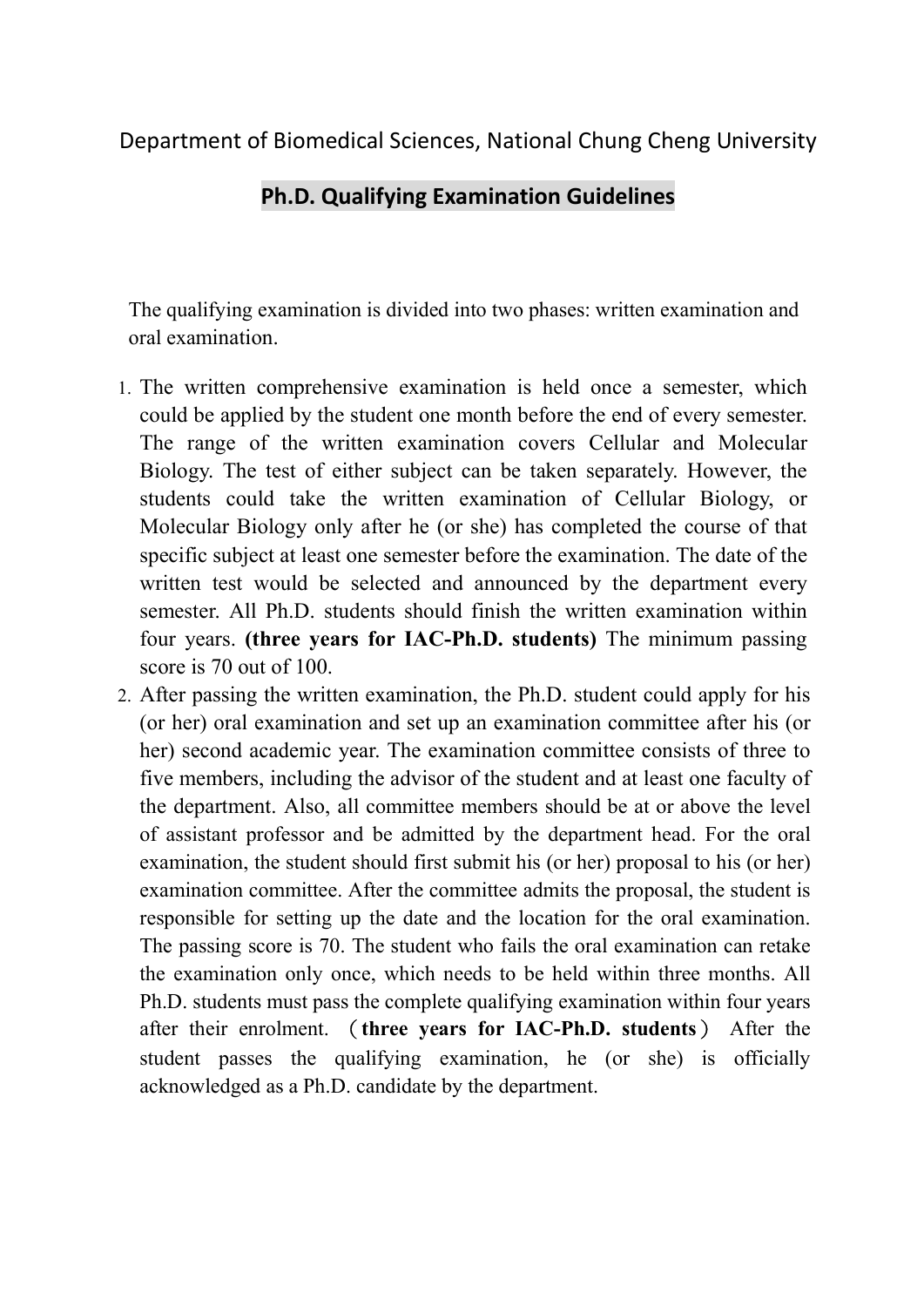Department of Biomedical Sciences, National Chung Cheng University

## Ph.D. Qualifying Examination Guidelines

The qualifying examination is divided into two phases: written examination and oral examination.

1. The written comprehensive examination is held once a semester, which could be applied by the student one month before the end of every semester. The range of the written examination covers Cellular and Molecular Biology. The test of either subject can be taken separately. However, the students could take the written examination of Cellular Biology, or Molecular Biology only after he (or she) has completed the course of that specific subject at least one semester before the examination. The date of the written test would be selected and announced by the department every semester. All Ph.D. students should finish the written examination within four years. **(three years for IAC-Ph.D. students)** The minimum passing score is 70 out of 100.
2. After passing the written examination, the Ph.D. student could apply for his (or her) oral examination and set up an examination committee after his (or her) second academic year. The examination committee consists of three to five members, including the advisor of the student and at least one faculty of the department. Also, all committee members should be at or above the level of assistant professor and be admitted by the department head. For the oral examination, the student should first submit his (or her) proposal to his (or her) examination committee. After the committee admits the proposal, the student is responsible for setting up the date and the location for the oral examination. The passing score is 70. The student who fails the oral examination can retake the examination only once, which needs to be held within three months. All Ph.D. students must pass the complete qualifying examination within four years after their enrolment. （**three years for IAC-Ph.D. students**） After the student passes the qualifying examination, he (or she) is officially acknowledged as a Ph.D. candidate by the department.